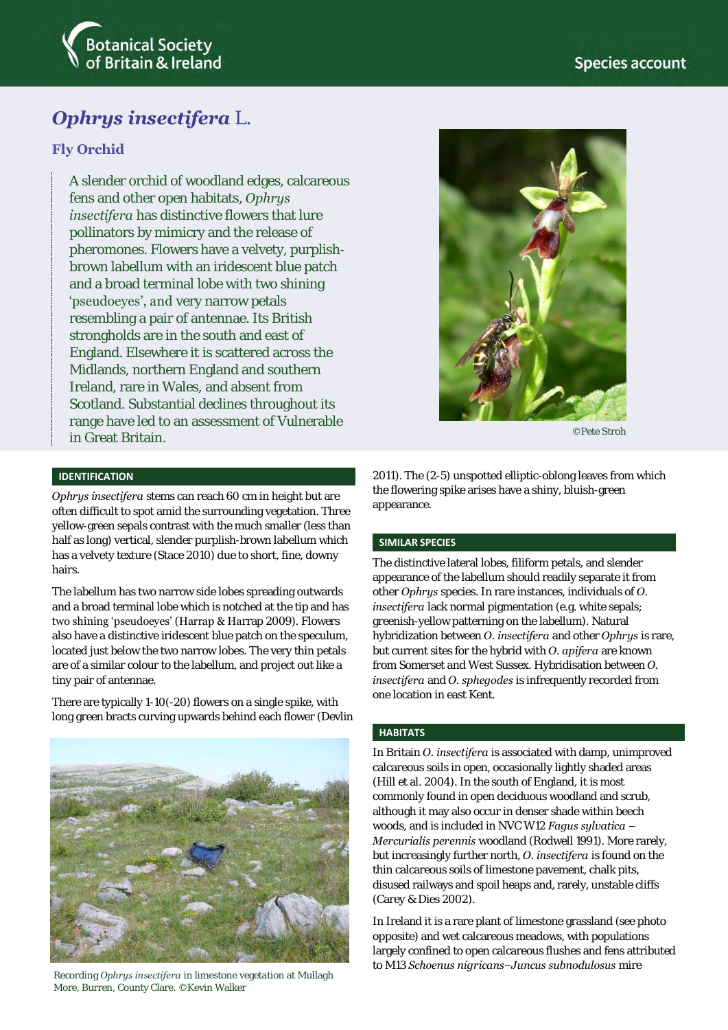# *Ophrys insectifera* L.

## Fly Orchid

A slender orchid of woodland edges, calcareous fens and other open habitats, *Ophrys insectifera* has distinctive flowers that lure pollinators by mimicry and the release of pheromones. Flowers have a velvety, purplish-brown labellum with an iridescent blue patch and a broad terminal lobe with two shining 'pseudoeyes', and very narrow petals resembling a pair of antennae. Its British strongholds are in the south and east of England. Elsewhere it is scattered across the Midlands, northern England and southern Ireland, rare in Wales, and absent from Scotland. Substantial declines throughout its range have led to an assessment of Vulnerable in Great Britain.

©Pete Stroh

### IDENTIFICATION

*Ophrys insectifera* stems can reach 60 cm in height but are often difficult to spot amid the surrounding vegetation. Three yellow-green sepals contrast with the much smaller (less than half as long) vertical, slender purplish-brown labellum which has a velvety texture (Stace 2010) due to short, fine, downy hairs.

The labellum has two narrow side lobes spreading outwards and a broad terminal lobe which is notched at the tip and has two shining 'pseudoeyes' (Harrap & Harrap 2009). Flowers also have a distinctive iridescent blue patch on the speculum, located just below the two narrow lobes. The very thin petals are of a similar colour to the labellum, and project out like a tiny pair of antennae.

There are typically 1-10(-20) flowers on a single spike, with long green bracts curving upwards behind each flower (Devlin 2011). The (2-5) unspotted elliptic-oblong leaves from which the flowering spike arises have a shiny, bluish-green appearance.

Recording *Ophrys insectifera* in limestone vegetation at Mullagh More, Burren, County Clare. ©Kevin Walker

### SIMILAR SPECIES

The distinctive lateral lobes, filiform petals, and slender appearance of the labellum should readily separate it from other *Ophrys* species. In rare instances, individuals of *O. insectifera* lack normal pigmentation (e.g. white sepals; greenish-yellow patterning on the labellum). Natural hybridization between *O. insectifera* and other *Ophrys* is rare, but current sites for the hybrid with *O. apifera* are known from Somerset and West Sussex. Hybridisation between *O. insectifera* and *O. sphegodes* is infrequently recorded from one location in east Kent.

### HABITATS

In Britain *O. insectifera* is associated with damp, unimproved calcareous soils in open, occasionally lightly shaded areas (Hill et al. 2004). In the south of England, it is most commonly found in open deciduous woodland and scrub, although it may also occur in denser shade within beech woods, and is included in NVC W12 *Fagus sylvatica – Mercurialis perennis* woodland (Rodwell 1991). More rarely, but increasingly further north, *O. insectifera* is found on the thin calcareous soils of limestone pavement, chalk pits, disused railways and spoil heaps and, rarely, unstable cliffs (Carey & Dies 2002).

In Ireland it is a rare plant of limestone grassland (see photo opposite) and wet calcareous meadows, with populations largely confined to open calcareous flushes and fens attributed to M13 *Schoenus nigricans–Juncus subnodulosus* mire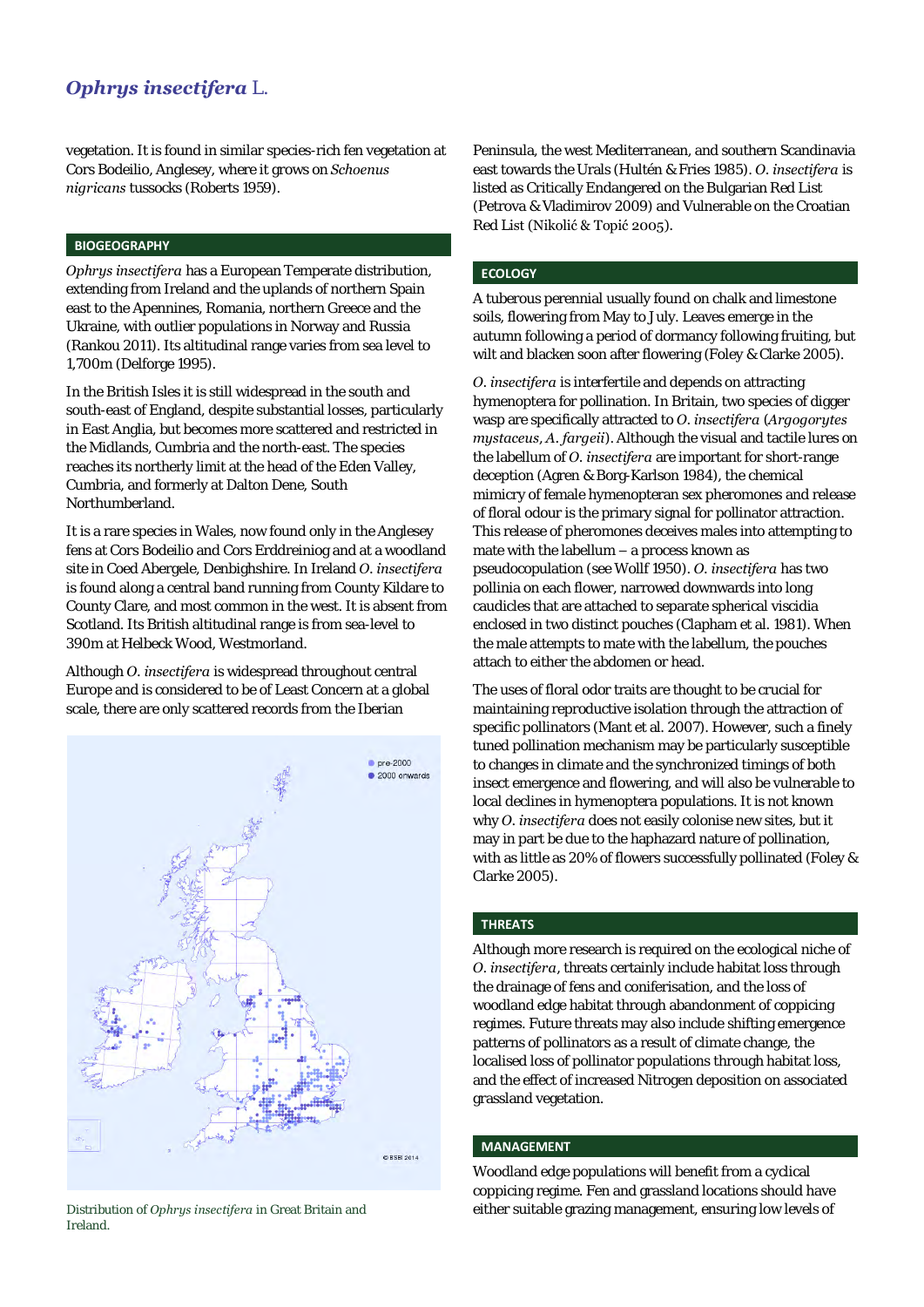vegetation. It is found in similar species-rich fen vegetation at Cors Bodeilio, Anglesey, where it grows on *Schoenus nigricans* tussocks (Roberts 1959).

## BIOGEOGRAPHY

*Ophrys insectifera* has a European Temperate distribution, extending from Ireland and the uplands of northern Spain east to the Apennines, Romania, northern Greece and the Ukraine, with outlier populations in Norway and Russia (Rankou 2011). Its altitudinal range varies from sea level to 1,700m (Delforge 1995).

In the British Isles it is still widespread in the south and south-east of England, despite substantial losses, particularly in East Anglia, but becomes more scattered and restricted in the Midlands, Cumbria and the north-east. The species reaches its northerly limit at the head of the Eden Valley, Cumbria, and formerly at Dalton Dene, South Northumberland.

It is a rare species in Wales, now found only in the Anglesey fens at Cors Bodeilio and Cors Erddreiniog and at a woodland site in Coed Abergele, Denbighshire. In Ireland *O. insectifera* is found along a central band running from County Kildare to County Clare, and most common in the west. It is absent from Scotland. Its British altitudinal range is from sea-level to 390m at Helbeck Wood, Westmorland.

Although *O. insectifera* is widespread throughout central Europe and is considered to be of Least Concern at a global scale, there are only scattered records from the Iberian Peninsula, the west Mediterranean, and southern Scandinavia east towards the Urals (Hultén & Fries 1985). *O. insectifera* is listed as Critically Endangered on the Bulgarian Red List (Petrova & Vladimirov 2009) and Vulnerable on the Croatian Red List (Nikolić & Topić 2005).

Distribution of *Ophrys insectifera* in Great Britain and Ireland.

## ECOLOGY

A tuberous perennial usually found on chalk and limestone soils, flowering from May to July. Leaves emerge in the autumn following a period of dormancy following fruiting, but wilt and blacken soon after flowering (Foley & Clarke 2005).

*O. insectifera* is interfertile and depends on attracting hymenoptera for pollination. In Britain, two species of digger wasp are specifically attracted to *O. insectifera* (*Argogorytes mystaceus*, *A. fargeii*). Although the visual and tactile lures on the labellum of *O. insectifera* are important for short-range deception (Agren & Borg-Karlson 1984), the chemical mimicry of female hymenopteran sex pheromones and release of floral odour is the primary signal for pollinator attraction. This release of pheromones deceives males into attempting to mate with the labellum – a process known as pseudocopulation (see Wolff 1950). *O. insectifera* has two pollinia on each flower, narrowed downwards into long caudicles that are attached to separate spherical viscidia enclosed in two distinct pouches (Clapham et al. 1981). When the male attempts to mate with the labellum, the pouches attach to either the abdomen or head.

The uses of floral odor traits are thought to be crucial for maintaining reproductive isolation through the attraction of specific pollinators (Mant et al. 2007). However, such a finely tuned pollination mechanism may be particularly susceptible to changes in climate and the synchronized timings of both insect emergence and flowering, and will also be vulnerable to local declines in hymenoptera populations. It is not known why *O. insectifera* does not easily colonise new sites, but it may in part be due to the haphazard nature of pollination, with as little as 20% of flowers successfully pollinated (Foley & Clarke 2005).

## THREATS

Although more research is required on the ecological niche of *O. insectifera*, threats certainly include habitat loss through the drainage of fens and coniferisation, and the loss of woodland edge habitat through abandonment of coppicing regimes. Future threats may also include shifting emergence patterns of pollinators as a result of climate change, the localised loss of pollinator populations through habitat loss, and the effect of increased Nitrogen deposition on associated grassland vegetation.

## MANAGEMENT

Woodland edge populations will benefit from a cyclical coppicing regime. Fen and grassland locations should have either suitable grazing management, ensuring low levels of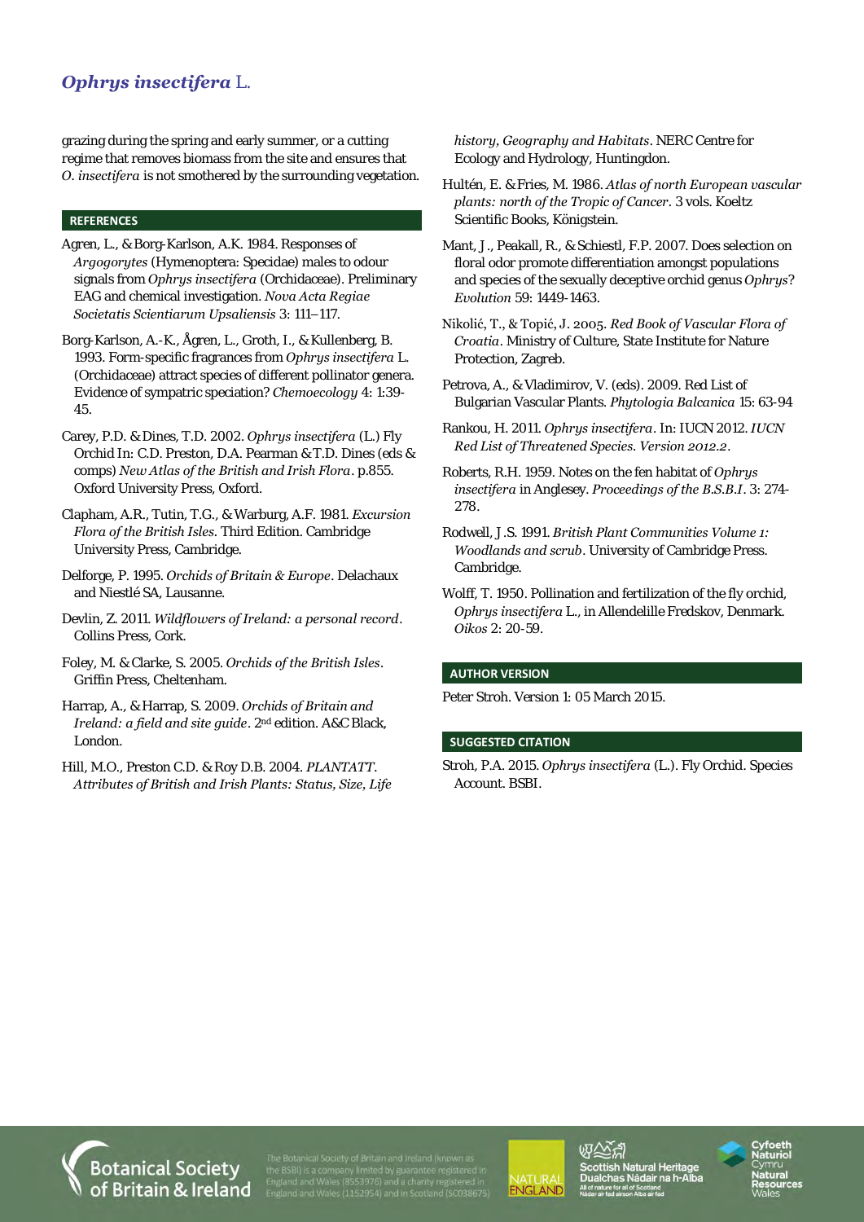grazing during the spring and early summer, or a cutting regime that removes biomass from the site and ensures that *O. insectifera* is not smothered by the surrounding vegetation.

## REFERENCES

Agren, L., & Borg-Karlson, A.K. 1984. Responses of *Argogorytes* (Hymenoptera: Specidae) males to odour signals from *Ophrys insectifera* (Orchidaceae). Preliminary EAG and chemical investigation. *Nova Acta Regiae Societatis Scientiarum Upsaliensis* 3: 111–117.

Borg-Karlson, A.-K., Ågren, L., Groth, I., & Kullenberg, B. 1993. Form-specific fragrances from *Ophrys insectifera* L. (Orchidaceae) attract species of different pollinator genera. Evidence of sympatric speciation? *Chemoecology* 4: 1:39-45.

Carey, P.D. & Dines, T.D. 2002. *Ophrys insectifera* (L.) Fly Orchid In: C.D. Preston, D.A. Pearman & T.D. Dines (eds & comps) *New Atlas of the British and Irish Flora*. p.855. Oxford University Press, Oxford.

Clapham, A.R., Tutin, T.G., & Warburg, A.F. 1981. *Excursion Flora of the British Isles*. Third Edition. Cambridge University Press, Cambridge.

Delforge, P. 1995. *Orchids of Britain & Europe*. Delachaux and Niestlé SA, Lausanne.

Devlin, Z. 2011. *Wildflowers of Ireland: a personal record*. Collins Press, Cork.

Foley, M. & Clarke, S. 2005. *Orchids of the British Isles*. Griffin Press, Cheltenham.

Harrap, A., & Harrap, S. 2009. *Orchids of Britain and Ireland: a field and site guide*. 2nd edition. A&C Black, London.

Hill, M.O., Preston C.D. & Roy D.B. 2004. *PLANTATT. Attributes of British and Irish Plants: Status, Size, Life history, Geography and Habitats*. NERC Centre for Ecology and Hydrology, Huntingdon.

Hultén, E. & Fries, M. 1986. *Atlas of north European vascular plants: north of the Tropic of Cancer*. 3 vols. Koeltz Scientific Books, Königstein.

Mant, J., Peakall, R., & Schiestl, F.P. 2007. Does selection on floral odor promote differentiation amongst populations and species of the sexually deceptive orchid genus *Ophrys*? *Evolution* 59: 1449-1463.

Nikolić, T., & Topić, J. 2005. *Red Book of Vascular Flora of Croatia*. Ministry of Culture, State Institute for Nature Protection, Zagreb.

Petrova, A., & Vladimirov, V. (eds). 2009. Red List of Bulgarian Vascular Plants. *Phytologia Balcanica* 15: 63-94

Rankou, H. 2011. *Ophrys insectifera*. In: IUCN 2012. *IUCN Red List of Threatened Species. Version 2012.2*.

Roberts, R.H. 1959. Notes on the fen habitat of *Ophrys insectifera* in Anglesey. *Proceedings of the B.S.B.I*. 3: 274-278.

Rodwell, J.S. 1991. *British Plant Communities Volume 1: Woodlands and scrub*. University of Cambridge Press. Cambridge.

Wolff, T. 1950. Pollination and fertilization of the fly orchid, *Ophrys insectifera* L., in Allendelille Fredskov, Denmark. *Oikos* 2: 20-59.

## AUTHOR VERSION

Peter Stroh. Version 1: 05 March 2015.

## SUGGESTED CITATION

Stroh, P.A. 2015. *Ophrys insectifera* (L.). Fly Orchid. Species Account. BSBI.

Botanical Society of Britain & Ireland

The Botanical Society of Britain and Ireland (known as the BSBI) is a company limited by guarantee registered in England and Wales (8553976) and a charity registered in England and Wales (1152954) and in Scotland (SC038675)